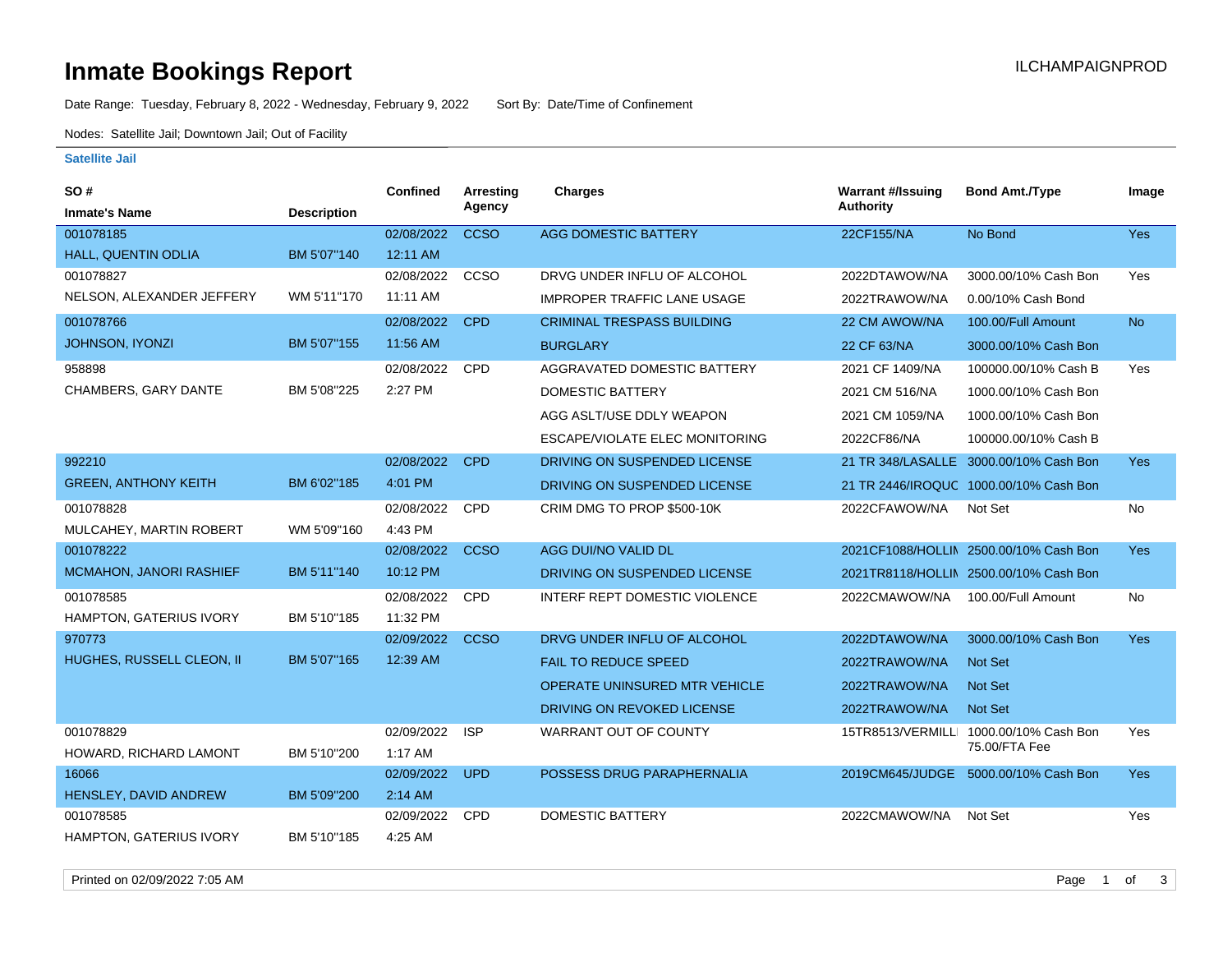# Inmate Bookings Report

ILCHAMPAIGNPROD

Date Range: Tuesday, February 8, 2022 - Wednesday, February 9, 2022 Sort By: Date/Time of Confinement

Nodes: Satellite Jail; Downtown Jail; Out of Facility

### Satellite Jail

| SO # / Inmate's Name | Description | Confined | Arresting Agency | Charges | Warrant #/Issuing Authority | Bond Amt./Type | Image |
|---|---|---|---|---|---|---|---|
| 001078185 | | 02/08/2022 | CCSO | AGG DOMESTIC BATTERY | 22CF155/NA | No Bond | Yes |
| HALL, QUENTIN ODLIA | BM 5'07"140 | 12:11 AM | | | | | |
| 001078827 | | 02/08/2022 | CCSO | DRVG UNDER INFLU OF ALCOHOL | 2022DTAWOW/NA | 3000.00/10% Cash Bon | Yes |
| NELSON, ALEXANDER JEFFERY | WM 5'11"170 | 11:11 AM | | IMPROPER TRAFFIC LANE USAGE | 2022TRAWOW/NA | 0.00/10% Cash Bond | |
| 001078766 | | 02/08/2022 | CPD | CRIMINAL TRESPASS BUILDING | 22 CM AWOW/NA | 100.00/Full Amount | No |
| JOHNSON, IYONZI | BM 5'07"155 | 11:56 AM | | BURGLARY | 22 CF 63/NA | 3000.00/10% Cash Bon | |
| 958898 | | 02/08/2022 | CPD | AGGRAVATED DOMESTIC BATTERY | 2021 CF 1409/NA | 100000.00/10% Cash B | Yes |
| CHAMBERS, GARY DANTE | BM 5'08"225 | 2:27 PM | | DOMESTIC BATTERY | 2021 CM 516/NA | 1000.00/10% Cash Bon | |
| | | | | AGG ASLT/USE DDLY WEAPON | 2021 CM 1059/NA | 1000.00/10% Cash Bon | |
| | | | | ESCAPE/VIOLATE ELEC MONITORING | 2022CF86/NA | 100000.00/10% Cash B | |
| 992210 | | 02/08/2022 | CPD | DRIVING ON SUSPENDED LICENSE | 21 TR 348/LASALLE | 3000.00/10% Cash Bon | Yes |
| GREEN, ANTHONY KEITH | BM 6'02"185 | 4:01 PM | | DRIVING ON SUSPENDED LICENSE | 21 TR 2446/IROQUC | 1000.00/10% Cash Bon | |
| 001078828 | | 02/08/2022 | CPD | CRIM DMG TO PROP $500-10K | 2022CFAWOW/NA | Not Set | No |
| MULCAHEY, MARTIN ROBERT | WM 5'09"160 | 4:43 PM | | | | | |
| 001078222 | | 02/08/2022 | CCSO | AGG DUI/NO VALID DL | 2021CF1088/HOLLIN | 2500.00/10% Cash Bon | Yes |
| MCMAHON, JANORI RASHIEF | BM 5'11"140 | 10:12 PM | | DRIVING ON SUSPENDED LICENSE | 2021TR8118/HOLLIN | 2500.00/10% Cash Bon | |
| 001078585 | | 02/08/2022 | CPD | INTERF REPT DOMESTIC VIOLENCE | 2022CMAWOW/NA | 100.00/Full Amount | No |
| HAMPTON, GATERIUS IVORY | BM 5'10"185 | 11:32 PM | | | | | |
| 970773 | | 02/09/2022 | CCSO | DRVG UNDER INFLU OF ALCOHOL | 2022DTAWOW/NA | 3000.00/10% Cash Bon | Yes |
| HUGHES, RUSSELL CLEON, II | BM 5'07"165 | 12:39 AM | | FAIL TO REDUCE SPEED | 2022TRAWOW/NA | Not Set | |
| | | | | OPERATE UNINSURED MTR VEHICLE | 2022TRAWOW/NA | Not Set | |
| | | | | DRIVING ON REVOKED LICENSE | 2022TRAWOW/NA | Not Set | |
| 001078829 | | 02/09/2022 | ISP | WARRANT OUT OF COUNTY | 15TR8513/VERMILLI | 1000.00/10% Cash Bon 75.00/FTA Fee | Yes |
| HOWARD, RICHARD LAMONT | BM 5'10"200 | 1:17 AM | | | | | |
| 16066 | | 02/09/2022 | UPD | POSSESS DRUG PARAPHERNALIA | 2019CM645/JUDGE | 5000.00/10% Cash Bon | Yes |
| HENSLEY, DAVID ANDREW | BM 5'09"200 | 2:14 AM | | | | | |
| 001078585 | | 02/09/2022 | CPD | DOMESTIC BATTERY | 2022CMAWOW/NA | Not Set | Yes |
| HAMPTON, GATERIUS IVORY | BM 5'10"185 | 4:25 AM | | | | | |

Printed on 02/09/2022 7:05 AM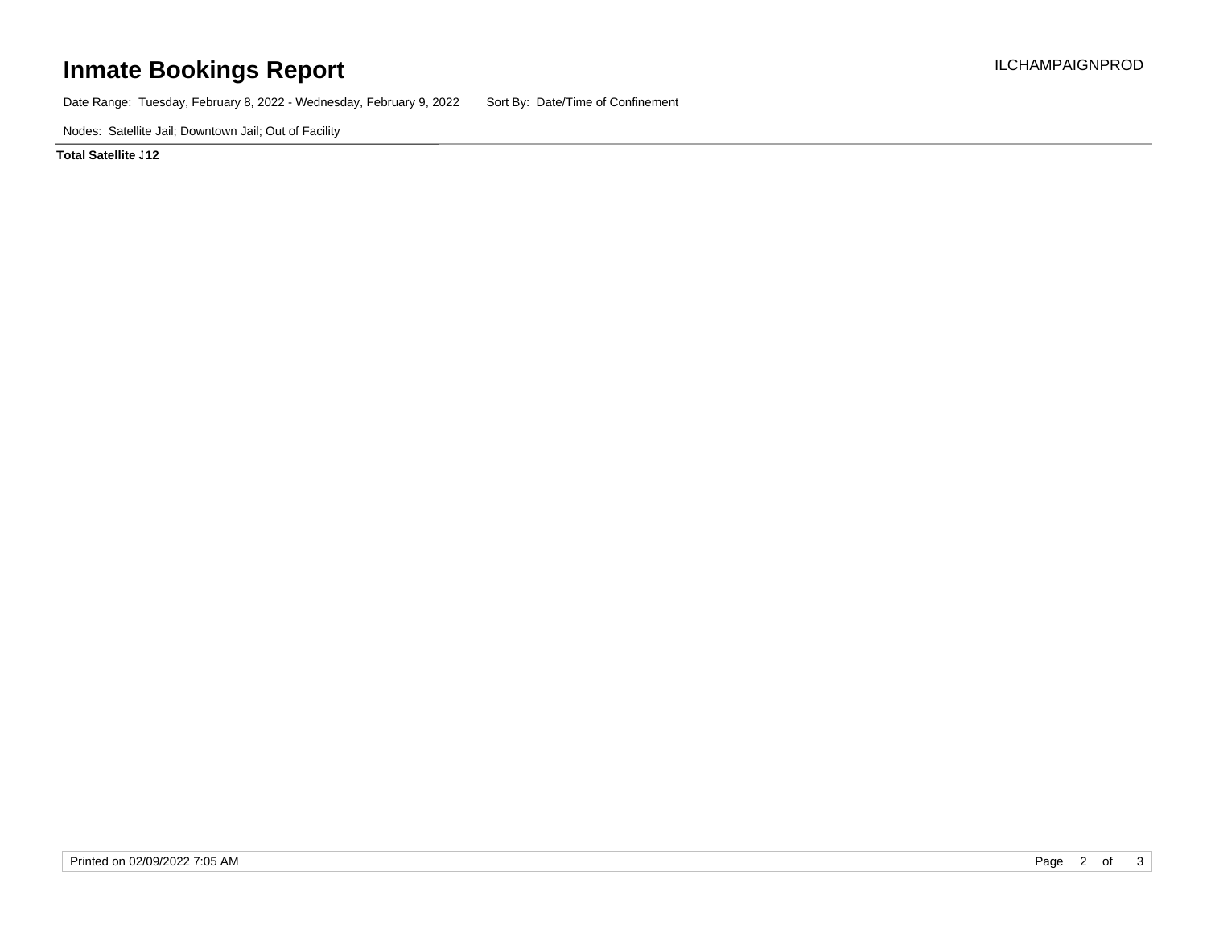# Inmate Bookings Report

Date Range: Tuesday, February 8, 2022 - Wednesday, February 9, 2022    Sort By: Date/Time of Confinement

Nodes: Satellite Jail; Downtown Jail; Out of Facility

**Total Satellite J 12**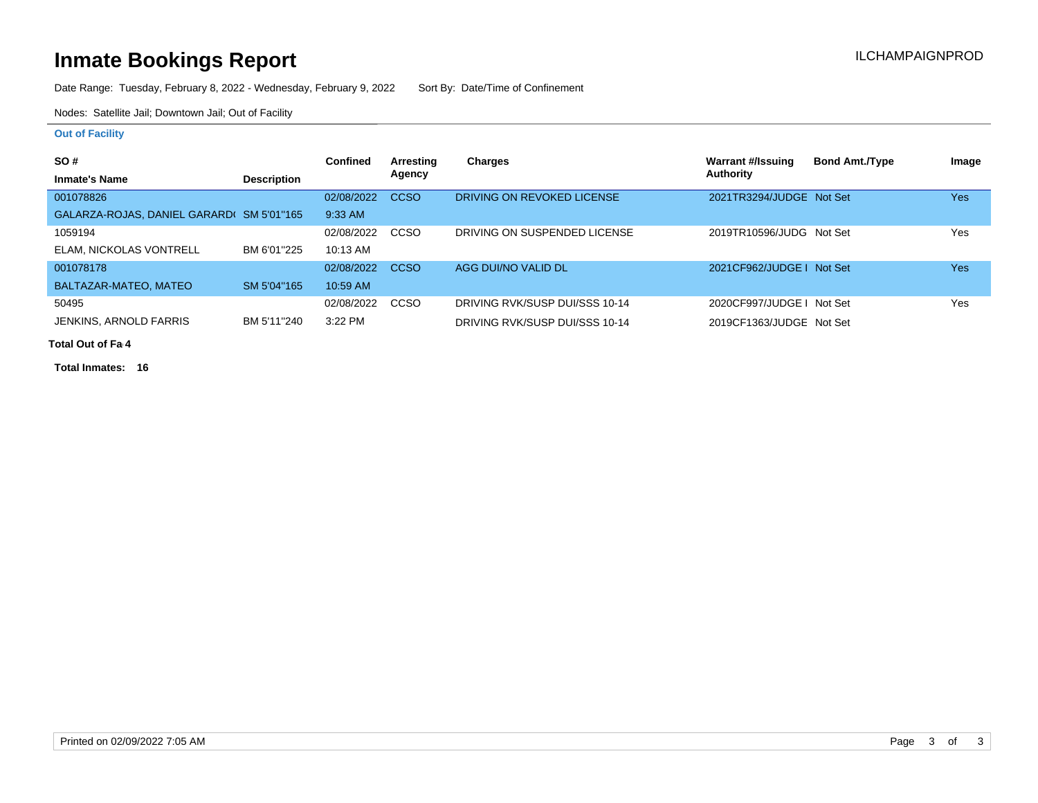# Inmate Bookings Report

ILCHAMPAIGNPROD

Date Range: Tuesday, February 8, 2022 - Wednesday, February 9, 2022    Sort By: Date/Time of Confinement

Nodes: Satellite Jail; Downtown Jail; Out of Facility

**Out of Facility**

| SO # / Inmate's Name | Description | Confined | Arresting Agency | Charges | Warrant #/Issuing Authority | Bond Amt./Type | Image |
|---|---|---|---|---|---|---|---|
| 001078826 | | 02/08/2022 | CCSO | DRIVING ON REVOKED LICENSE | 2021TR3294/JUDGE | Not Set | Yes |
| GALARZA-ROJAS, DANIEL GARARD( | SM 5'01''165 | 9:33 AM | | | | | |
| 1059194 | | 02/08/2022 | CCSO | DRIVING ON SUSPENDED LICENSE | 2019TR10596/JUDG | Not Set | Yes |
| ELAM, NICKOLAS VONTRELL | BM 6'01''225 | 10:13 AM | | | | | |
| 001078178 | | 02/08/2022 | CCSO | AGG DUI/NO VALID DL | 2021CF962/JUDGE I | Not Set | Yes |
| BALTAZAR-MATEO, MATEO | SM 5'04''165 | 10:59 AM | | | | | |
| 50495 | | 02/08/2022 | CCSO | DRIVING RVK/SUSP DUI/SSS 10-14 | 2020CF997/JUDGE I | Not Set | Yes |
| JENKINS, ARNOLD FARRIS | BM 5'11''240 | 3:22 PM | | DRIVING RVK/SUSP DUI/SSS 10-14 | 2019CF1363/JUDGE | Not Set | |

**Total Out of Fa 4**

**Total Inmates: 16**

Printed on 02/09/2022 7:05 AM